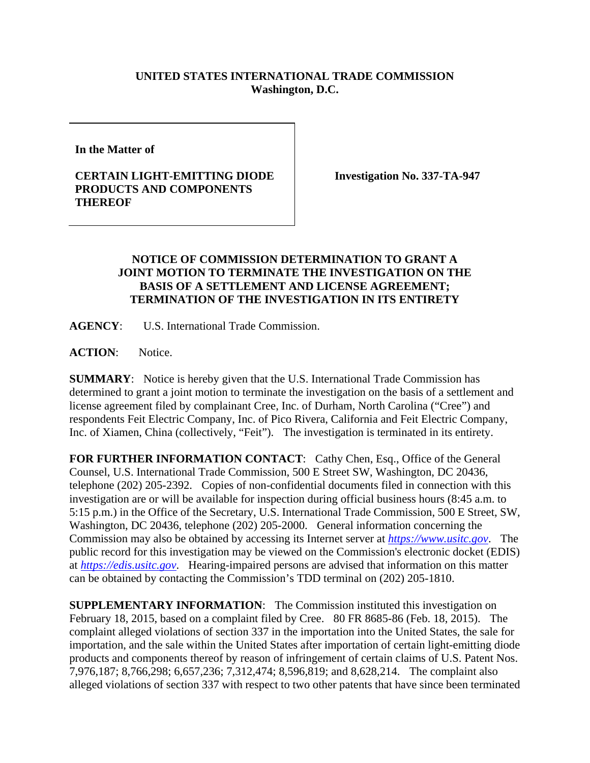**UNITED STATES INTERNATIONAL TRADE COMMISSION**
**Washington, D.C.**

| In the Matter of<br><br>**CERTAIN LIGHT-EMITTING DIODE PRODUCTS AND COMPONENTS THEREOF** | **Investigation No. 337-TA-947** |
|---|---|

**NOTICE OF COMMISSION DETERMINATION TO GRANT A JOINT MOTION TO TERMINATE THE INVESTIGATION ON THE BASIS OF A SETTLEMENT AND LICENSE AGREEMENT; TERMINATION OF THE INVESTIGATION IN ITS ENTIRETY**

**AGENCY**: U.S. International Trade Commission.

**ACTION**: Notice.

**SUMMARY**: Notice is hereby given that the U.S. International Trade Commission has determined to grant a joint motion to terminate the investigation on the basis of a settlement and license agreement filed by complainant Cree, Inc. of Durham, North Carolina ("Cree") and respondents Feit Electric Company, Inc. of Pico Rivera, California and Feit Electric Company, Inc. of Xiamen, China (collectively, "Feit"). The investigation is terminated in its entirety.

**FOR FURTHER INFORMATION CONTACT**: Cathy Chen, Esq., Office of the General Counsel, U.S. International Trade Commission, 500 E Street SW, Washington, DC 20436, telephone (202) 205-2392. Copies of non-confidential documents filed in connection with this investigation are or will be available for inspection during official business hours (8:45 a.m. to 5:15 p.m.) in the Office of the Secretary, U.S. International Trade Commission, 500 E Street, SW, Washington, DC 20436, telephone (202) 205-2000. General information concerning the Commission may also be obtained by accessing its Internet server at *https://www.usitc.gov*. The public record for this investigation may be viewed on the Commission's electronic docket (EDIS) at *https://edis.usitc.gov*. Hearing-impaired persons are advised that information on this matter can be obtained by contacting the Commission's TDD terminal on (202) 205-1810.

**SUPPLEMENTARY INFORMATION**: The Commission instituted this investigation on February 18, 2015, based on a complaint filed by Cree. 80 FR 8685-86 (Feb. 18, 2015). The complaint alleged violations of section 337 in the importation into the United States, the sale for importation, and the sale within the United States after importation of certain light-emitting diode products and components thereof by reason of infringement of certain claims of U.S. Patent Nos. 7,976,187; 8,766,298; 6,657,236; 7,312,474; 8,596,819; and 8,628,214. The complaint also alleged violations of section 337 with respect to two other patents that have since been terminated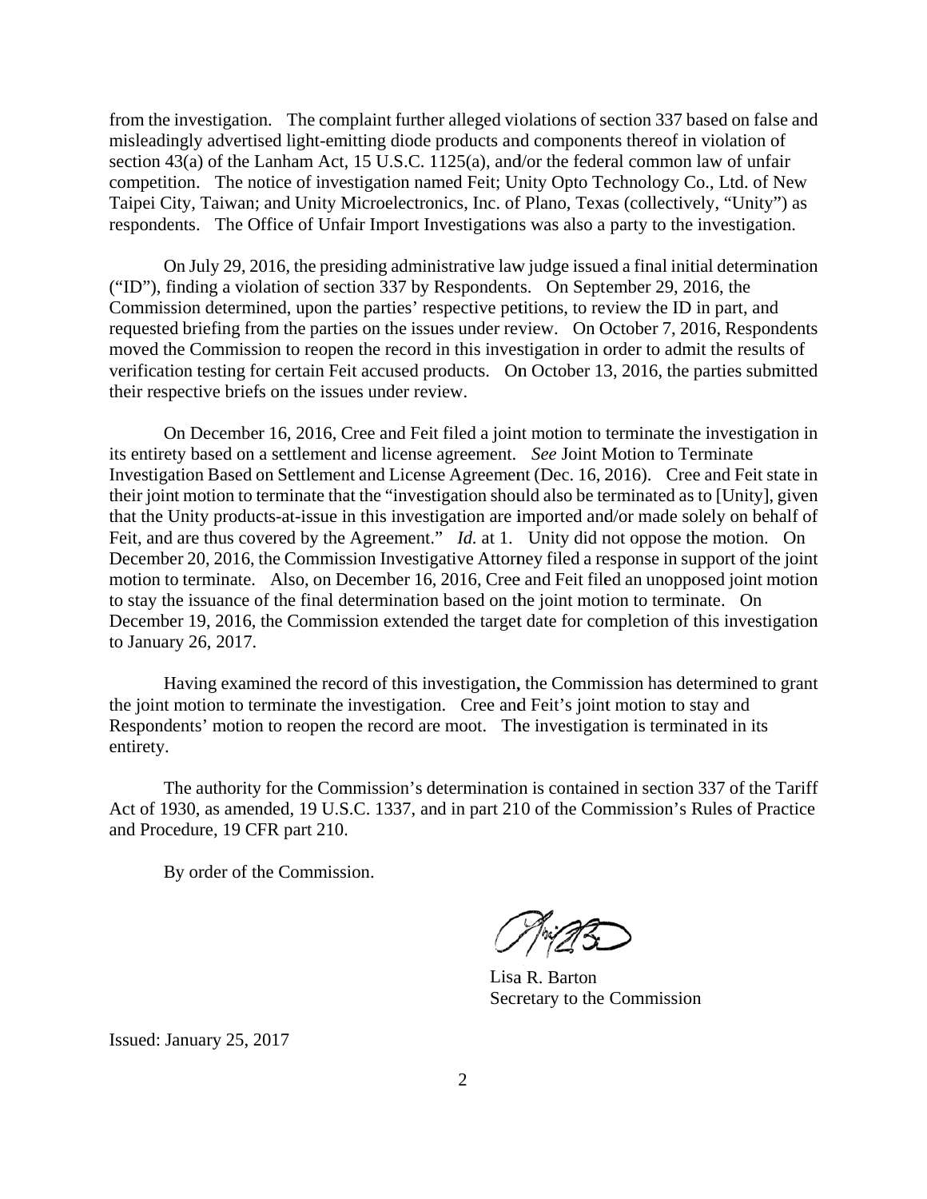from the investigation. The complaint further alleged violations of section 337 based on false and misleadingly advertised light-emitting diode products and components thereof in violation of section 43(a) of the Lanham Act, 15 U.S.C. 1125(a), and/or the federal common law of unfair competition. The notice of investigation named Feit; Unity Opto Technology Co., Ltd. of New Taipei City, Taiwan; and Unity Microelectronics, Inc. of Plano, Texas (collectively, "Unity") as respondents. The Office of Unfair Import Investigations was also a party to the investigation.

On July 29, 2016, the presiding administrative law judge issued a final initial determination ("ID"), finding a violation of section 337 by Respondents. On September 29, 2016, the Commission determined, upon the parties' respective petitions, to review the ID in part, and requested briefing from the parties on the issues under review. On October 7, 2016, Respondents moved the Commission to reopen the record in this investigation in order to admit the results of verification testing for certain Feit accused products. On October 13, 2016, the parties submitted their respective briefs on the issues under review.

On December 16, 2016, Cree and Feit filed a joint motion to terminate the investigation in its entirety based on a settlement and license agreement. *See* Joint Motion to Terminate Investigation Based on Settlement and License Agreement (Dec. 16, 2016). Cree and Feit state in their joint motion to terminate that the "investigation should also be terminated as to [Unity], given that the Unity products-at-issue in this investigation are imported and/or made solely on behalf of Feit, and are thus covered by the Agreement." *Id.* at 1. Unity did not oppose the motion. On December 20, 2016, the Commission Investigative Attorney filed a response in support of the joint motion to terminate. Also, on December 16, 2016, Cree and Feit filed an unopposed joint motion to stay the issuance of the final determination based on the joint motion to terminate. On December 19, 2016, the Commission extended the target date for completion of this investigation to January 26, 2017.

Having examined the record of this investigation, the Commission has determined to grant the joint motion to terminate the investigation. Cree and Feit's joint motion to stay and Respondents' motion to reopen the record are moot. The investigation is terminated in its entirety.

The authority for the Commission's determination is contained in section 337 of the Tariff Act of 1930, as amended, 19 U.S.C. 1337, and in part 210 of the Commission's Rules of Practice and Procedure, 19 CFR part 210.

By order of the Commission.

Lisa R. Barton
Secretary to the Commission

Issued: January 25, 2017